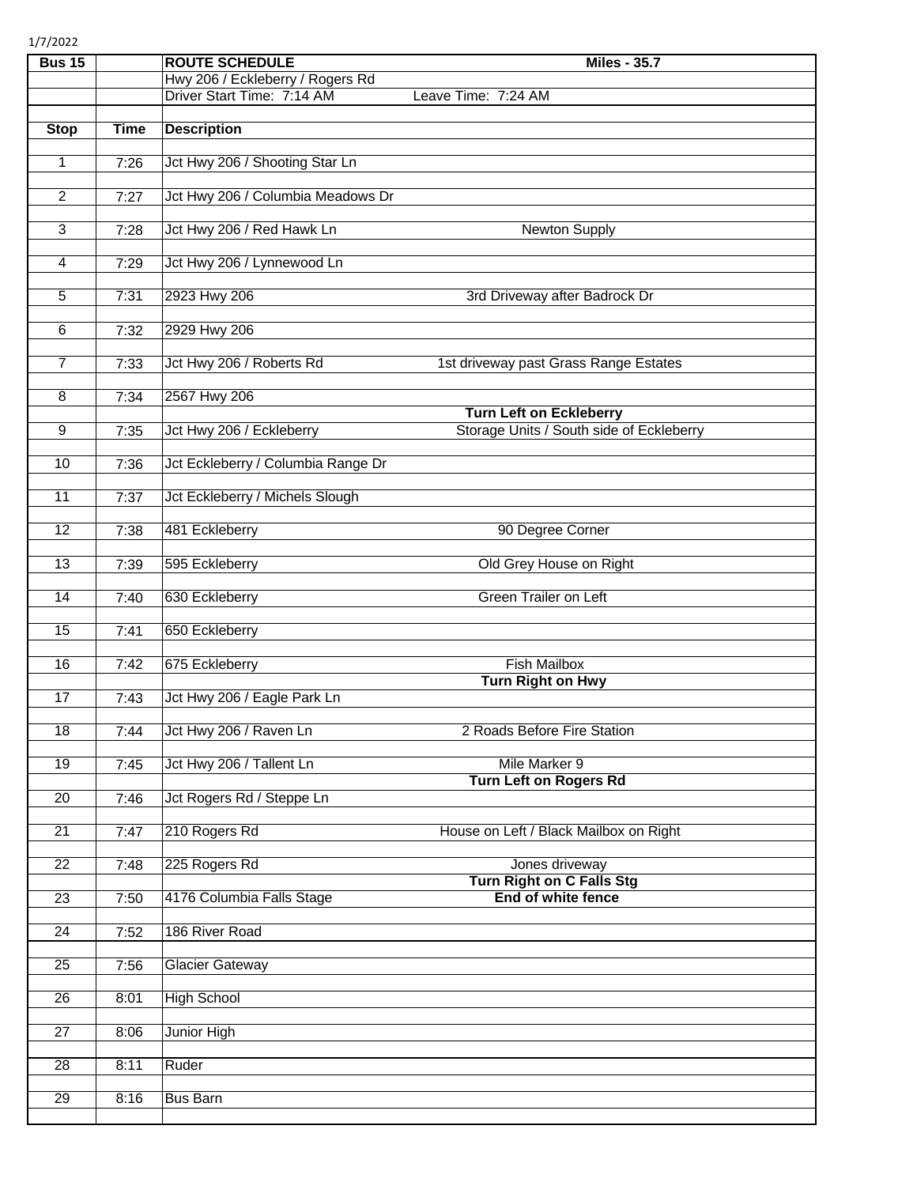1/7/2022

| Bus 15 | | ROUTE SCHEDULE | Miles - 35.7 |
|---|---|---|---|
| | | Hwy 206 / Eckleberry / Rogers Rd | |
| | | Driver Start Time: 7:14 AM | Leave Time: 7:24 AM |
| **Stop** | **Time** | **Description** | |
| 1 | 7:26 | Jct Hwy 206 / Shooting Star Ln | |
| 2 | 7:27 | Jct Hwy 206 / Columbia Meadows Dr | |
| 3 | 7:28 | Jct Hwy 206 / Red Hawk Ln | Newton Supply |
| 4 | 7:29 | Jct Hwy 206 / Lynnewood Ln | |
| 5 | 7:31 | 2923 Hwy 206 | 3rd Driveway after Badrock Dr |
| 6 | 7:32 | 2929 Hwy 206 | |
| 7 | 7:33 | Jct Hwy 206 / Roberts Rd | 1st driveway past Grass Range Estates |
| 8 | 7:34 | 2567 Hwy 206 | |
| | | | **Turn Left on Eckleberry** |
| 9 | 7:35 | Jct Hwy 206 / Eckleberry | Storage Units / South side of Eckleberry |
| 10 | 7:36 | Jct Eckleberry / Columbia Range Dr | |
| 11 | 7:37 | Jct Eckleberry / Michels Slough | |
| 12 | 7:38 | 481 Eckleberry | 90 Degree Corner |
| 13 | 7:39 | 595 Eckleberry | Old Grey House on Right |
| 14 | 7:40 | 630 Eckleberry | Green Trailer on Left |
| 15 | 7:41 | 650 Eckleberry | |
| 16 | 7:42 | 675 Eckleberry | Fish Mailbox |
| | | | **Turn Right on Hwy** |
| 17 | 7:43 | Jct Hwy 206 / Eagle Park Ln | |
| 18 | 7:44 | Jct Hwy 206 / Raven Ln | 2 Roads Before Fire Station |
| 19 | 7:45 | Jct Hwy 206 / Tallent Ln | Mile Marker 9 |
| | | | **Turn Left on Rogers Rd** |
| 20 | 7:46 | Jct Rogers Rd / Steppe Ln | |
| 21 | 7:47 | 210 Rogers Rd | House on Left / Black Mailbox on Right |
| 22 | 7:48 | 225 Rogers Rd | Jones driveway |
| | | | **Turn Right on C Falls Stg** |
| 23 | 7:50 | 4176 Columbia Falls Stage | **End of white fence** |
| 24 | 7:52 | 186 River Road | |
| 25 | 7:56 | Glacier Gateway | |
| 26 | 8:01 | High School | |
| 27 | 8:06 | Junior High | |
| 28 | 8:11 | Ruder | |
| 29 | 8:16 | Bus Barn | |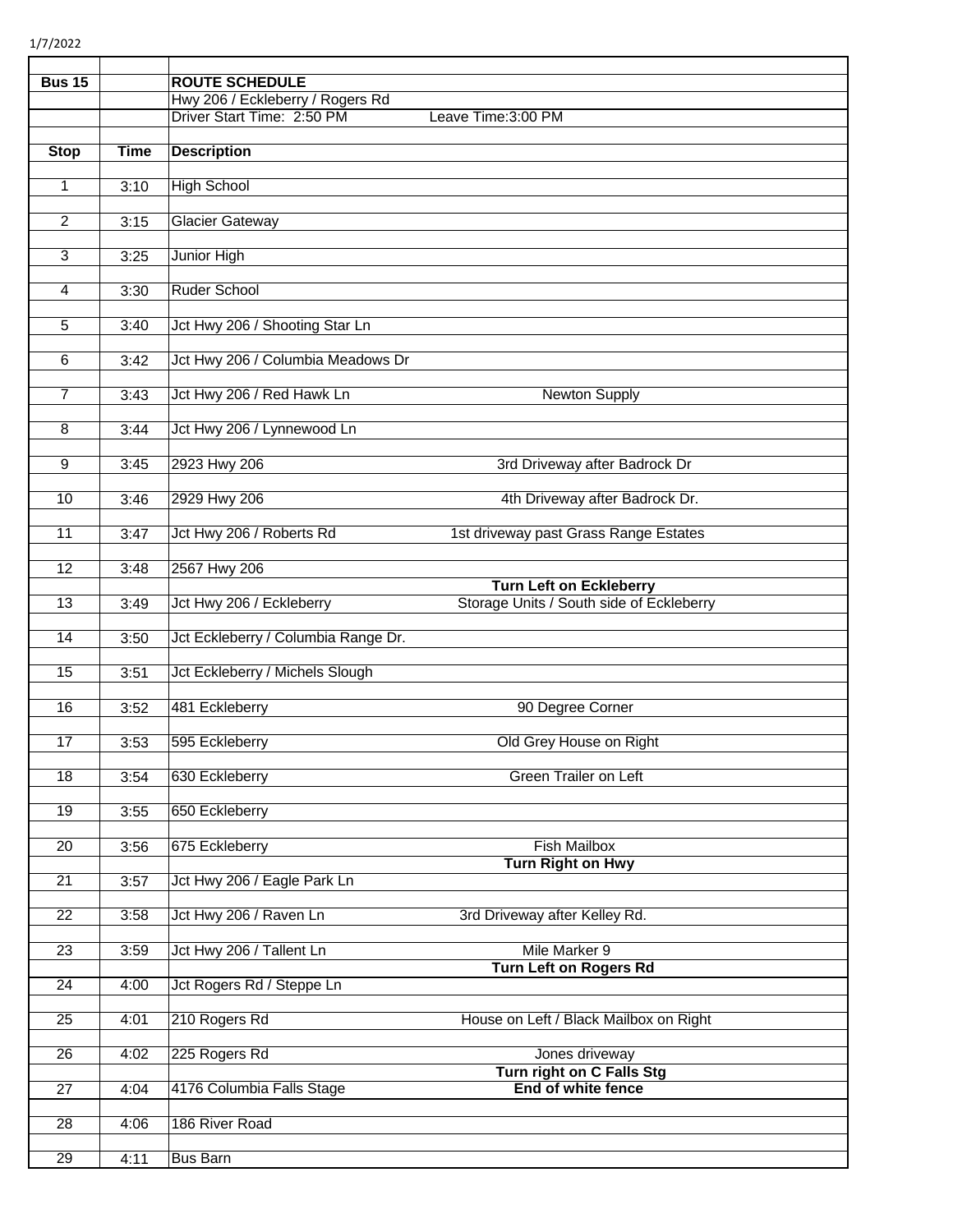| | | |
|---|---|---|
| **Bus 15** | | **ROUTE SCHEDULE** |
| | | Hwy 206 / Eckleberry / Rogers Rd |
| | | Driver Start Time: 2:50 PM Leave Time:3:00 PM |
| **Stop** | **Time** | **Description** |
| 1 | 3:10 | High School |
| 2 | 3:15 | Glacier Gateway |
| 3 | 3:25 | Junior High |
| 4 | 3:30 | Ruder School |
| 5 | 3:40 | Jct Hwy 206 / Shooting Star Ln |
| 6 | 3:42 | Jct Hwy 206 / Columbia Meadows Dr |
| 7 | 3:43 | Jct Hwy 206 / Red Hawk Ln Newton Supply |
| 8 | 3:44 | Jct Hwy 206 / Lynnewood Ln |
| 9 | 3:45 | 2923 Hwy 206 3rd Driveway after Badrock Dr |
| 10 | 3:46 | 2929 Hwy 206 4th Driveway after Badrock Dr. |
| 11 | 3:47 | Jct Hwy 206 / Roberts Rd 1st driveway past Grass Range Estates |
| 12 | 3:48 | 2567 Hwy 206 |
| | | **Turn Left on Eckleberry** |
| 13 | 3:49 | Jct Hwy 206 / Eckleberry Storage Units / South side of Eckleberry |
| 14 | 3:50 | Jct Eckleberry / Columbia Range Dr. |
| 15 | 3:51 | Jct Eckleberry / Michels Slough |
| 16 | 3:52 | 481 Eckleberry 90 Degree Corner |
| 17 | 3:53 | 595 Eckleberry Old Grey House on Right |
| 18 | 3:54 | 630 Eckleberry Green Trailer on Left |
| 19 | 3:55 | 650 Eckleberry |
| 20 | 3:56 | 675 Eckleberry Fish Mailbox |
| | | **Turn Right on Hwy** |
| 21 | 3:57 | Jct Hwy 206 / Eagle Park Ln |
| 22 | 3:58 | Jct Hwy 206 / Raven Ln 3rd Driveway after Kelley Rd. |
| 23 | 3:59 | Jct Hwy 206 / Tallent Ln Mile Marker 9 |
| | | **Turn Left on Rogers Rd** |
| 24 | 4:00 | Jct Rogers Rd / Steppe Ln |
| 25 | 4:01 | 210 Rogers Rd House on Left / Black Mailbox on Right |
| 26 | 4:02 | 225 Rogers Rd Jones driveway |
| | | **Turn right on C Falls Stg** |
| 27 | 4:04 | 4176 Columbia Falls Stage **End of white fence** |
| 28 | 4:06 | 186 River Road |
| 29 | 4:11 | Bus Barn |